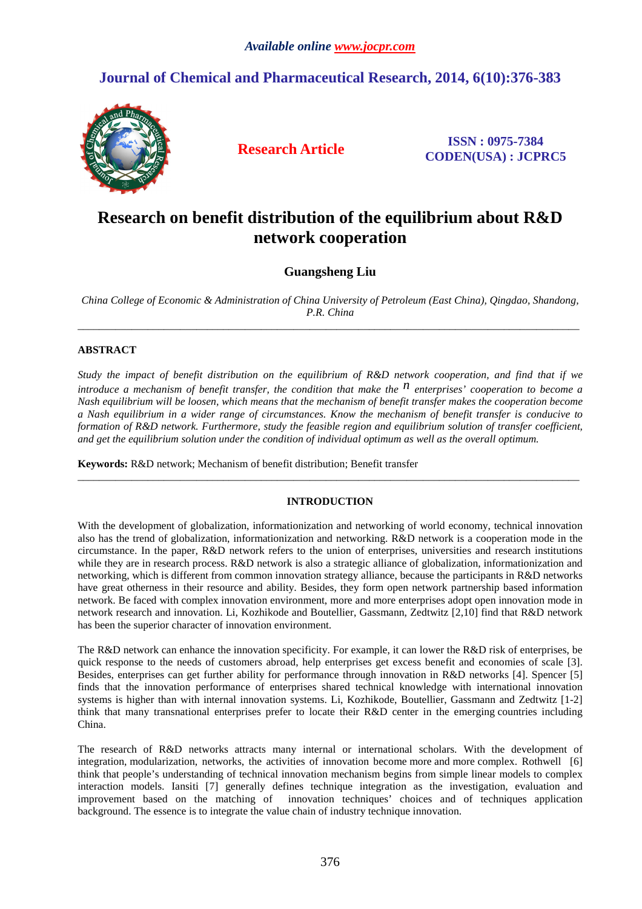# Research on benefit distribution of the equilibrium about R&D network cooperation

**Guangsheng Liu**

*China College of Economic & Administration of China University of Petroleum (East China), Qingdao, Shandong, P.R. China*

---

## ABSTRACT

*Study the impact of benefit distribution on the equilibrium of R&D network cooperation, and find that if we introduce a mechanism of benefit transfer, the condition that make the $n$ enterprises' cooperation to become a Nash equilibrium will be loosen, which means that the mechanism of benefit transfer makes the cooperation become a Nash equilibrium in a wider range of circumstances. Know the mechanism of benefit transfer is conducive to formation of R&D network. Furthermore, study the feasible region and equilibrium solution of transfer coefficient, and get the equilibrium solution under the condition of individual optimum as well as the overall optimum.*

**Keywords:** R&D network; Mechanism of benefit distribution; Benefit transfer

---

## INTRODUCTION

With the development of globalization, informationization and networking of world economy, technical innovation also has the trend of globalization, informationization and networking. R&D network is a cooperation mode in the circumstance. In the paper, R&D network refers to the union of enterprises, universities and research institutions while they are in research process. R&D network is also a strategic alliance of globalization, informationization and networking, which is different from common innovation strategy alliance, because the participants in R&D networks have great otherness in their resource and ability. Besides, they form open network partnership based information network. Be faced with complex innovation environment, more and more enterprises adopt open innovation mode in network research and innovation. Li, Kozhikode and Boutellier, Gassmann, Zedtwitz [2,10] find that R&D network has been the superior character of innovation environment.

The R&D network can enhance the innovation specificity. For example, it can lower the R&D risk of enterprises, be quick response to the needs of customers abroad, help enterprises get excess benefit and economies of scale [3]. Besides, enterprises can get further ability for performance through innovation in R&D networks [4]. Spencer [5] finds that the innovation performance of enterprises shared technical knowledge with international innovation systems is higher than with internal innovation systems. Li, Kozhikode, Boutellier, Gassmann and Zedtwitz [1-2] think that many transnational enterprises prefer to locate their R&D center in the emerging countries including China.

The research of R&D networks attracts many internal or international scholars. With the development of integration, modularization, networks, the activities of innovation become more and more complex. Rothwell [6] think that people's understanding of technical innovation mechanism begins from simple linear models to complex interaction models. Iansiti [7] generally defines technique integration as the investigation, evaluation and improvement based on the matching of innovation techniques' choices and of techniques application background. The essence is to integrate the value chain of industry technique innovation.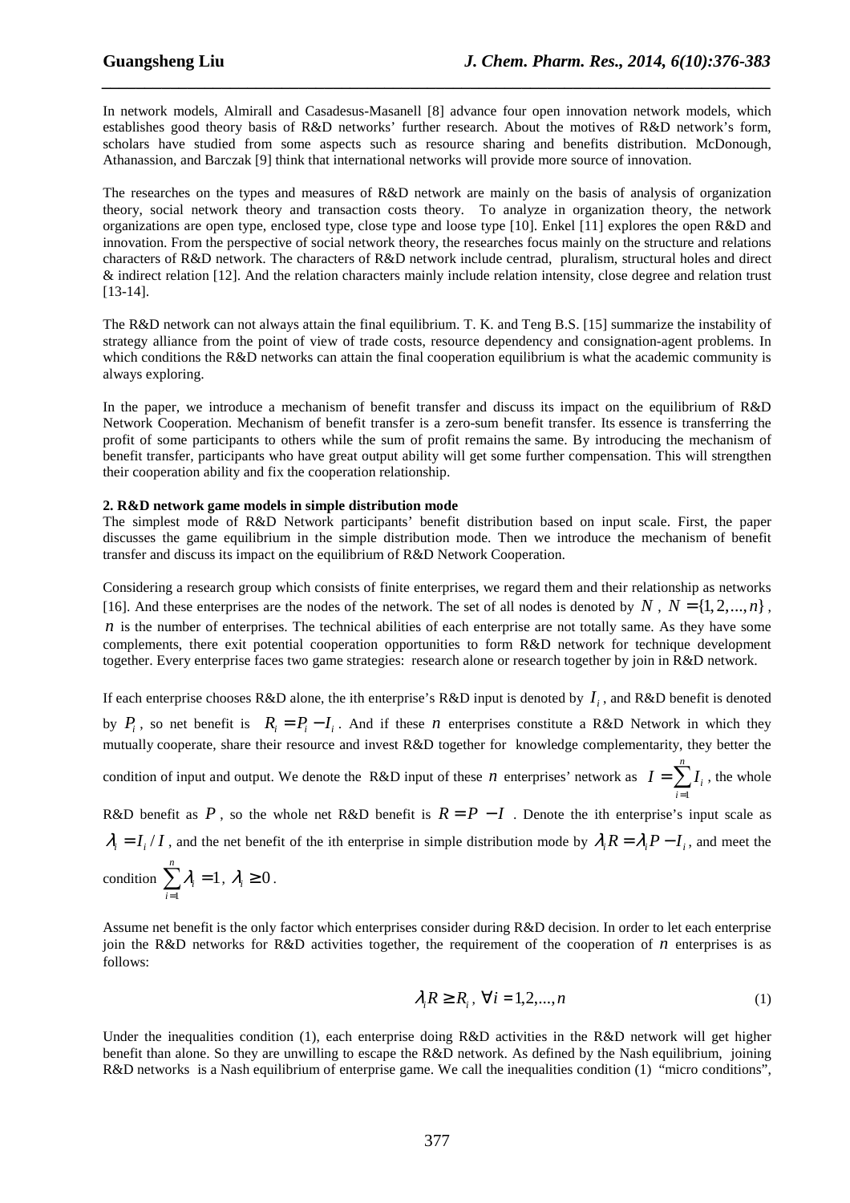In network models, Almirall and Casadesus-Masanell [8] advance four open innovation network models, which establishes good theory basis of R&D networks' further research. About the motives of R&D network's form, scholars have studied from some aspects such as resource sharing and benefits distribution. McDonough, Athanassion, and Barczak [9] think that international networks will provide more source of innovation.

The researches on the types and measures of R&D network are mainly on the basis of analysis of organization theory, social network theory and transaction costs theory. To analyze in organization theory, the network organizations are open type, enclosed type, close type and loose type [10]. Enkel [11] explores the open R&D and innovation. From the perspective of social network theory, the researches focus mainly on the structure and relations characters of R&D network. The characters of R&D network include centrad, pluralism, structural holes and direct & indirect relation [12]. And the relation characters mainly include relation intensity, close degree and relation trust [13-14].

The R&D network can not always attain the final equilibrium. T. K. and Teng B.S. [15] summarize the instability of strategy alliance from the point of view of trade costs, resource dependency and consignation-agent problems. In which conditions the R&D networks can attain the final cooperation equilibrium is what the academic community is always exploring.

In the paper, we introduce a mechanism of benefit transfer and discuss its impact on the equilibrium of R&D Network Cooperation. Mechanism of benefit transfer is a zero-sum benefit transfer. Its essence is transferring the profit of some participants to others while the sum of profit remains the same. By introducing the mechanism of benefit transfer, participants who have great output ability will get some further compensation. This will strengthen their cooperation ability and fix the cooperation relationship.

## 2. R&D network game models in simple distribution mode

The simplest mode of R&D Network participants' benefit distribution based on input scale. First, the paper discusses the game equilibrium in the simple distribution mode. Then we introduce the mechanism of benefit transfer and discuss its impact on the equilibrium of R&D Network Cooperation.

Considering a research group which consists of finite enterprises, we regard them and their relationship as networks [16]. And these enterprises are the nodes of the network. The set of all nodes is denoted by $N$, $N = \{1, 2, ..., n\}$, $n$ is the number of enterprises. The technical abilities of each enterprise are not totally same. As they have some complements, there exit potential cooperation opportunities to form R&D network for technique development together. Every enterprise faces two game strategies: research alone or research together by join in R&D network.

If each enterprise chooses R&D alone, the ith enterprise's R&D input is denoted by $I_i$, and R&D benefit is denoted by $P_i$, so net benefit is $R_i = P_i - I_i$. And if these $n$ enterprises constitute a R&D Network in which they mutually cooperate, share their resource and invest R&D together for knowledge complementarity, they better the condition of input and output. We denote the R&D input of these $n$ enterprises' network as $I = \sum_{i=1}^{n} I_i$, the whole R&D benefit as $P$, so the whole net R&D benefit is $R = P - I$. Denote the ith enterprise's input scale as $\lambda_i = I_i / I$, and the net benefit of the ith enterprise in simple distribution mode by $\lambda_i R = \lambda_i P - I_i$, and meet the condition $\sum_{i=1}^{n} \lambda_i = 1$, $\lambda_i \geq 0$.

Assume net benefit is the only factor which enterprises consider during R&D decision. In order to let each enterprise join the R&D networks for R&D activities together, the requirement of the cooperation of $n$ enterprises is as follows:

$$\lambda_i R \geq R_i, \ \forall i = 1, 2, ..., n \tag{1}$$

Under the inequalities condition (1), each enterprise doing R&D activities in the R&D network will get higher benefit than alone. So they are unwilling to escape the R&D network. As defined by the Nash equilibrium, joining R&D networks is a Nash equilibrium of enterprise game. We call the inequalities condition (1) "micro conditions",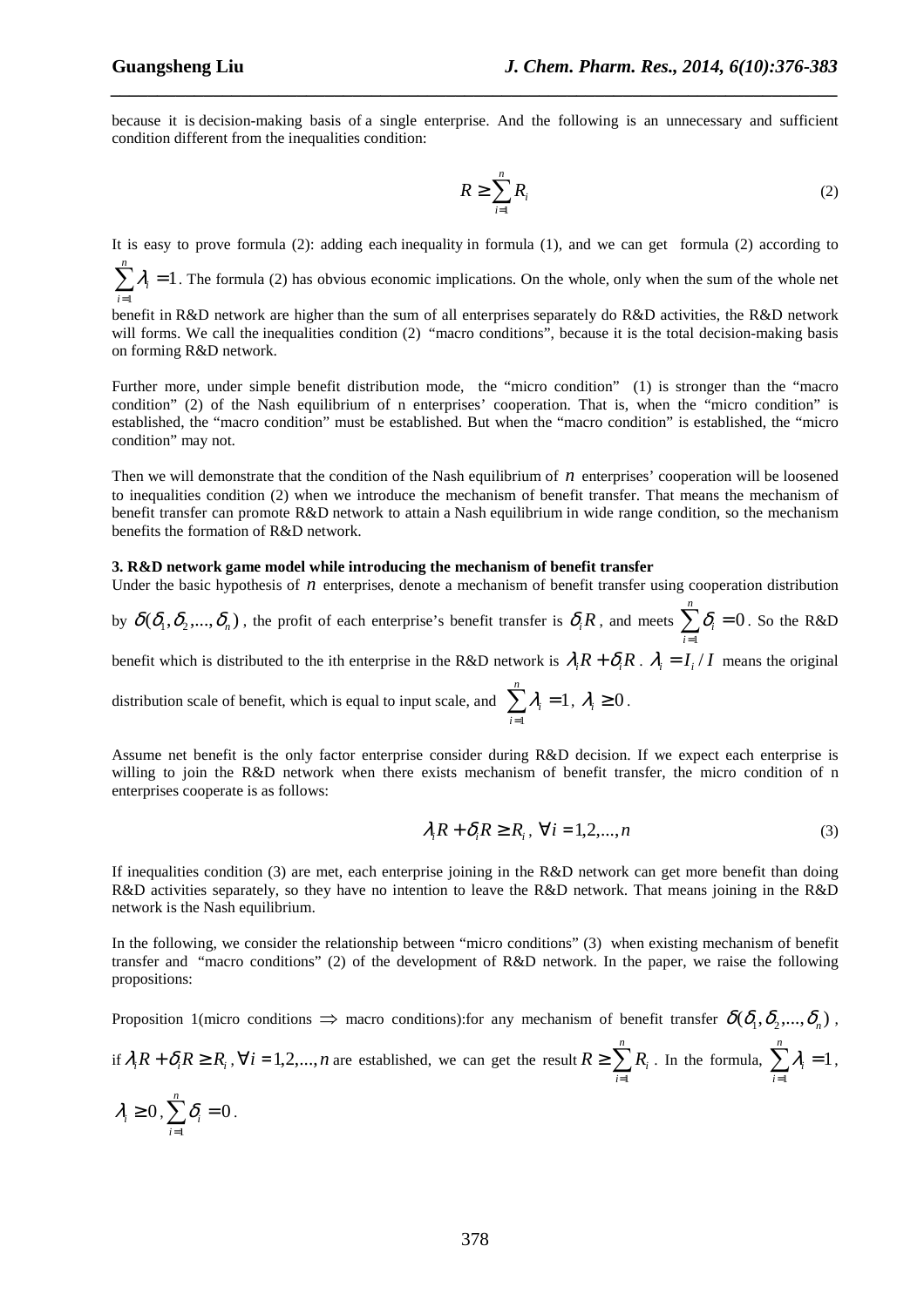because it is decision-making basis of a single enterprise. And the following is an unnecessary and sufficient condition different from the inequalities condition:

$$R \geq \sum_{i=1}^{n} R_i \tag{2}$$

It is easy to prove formula (2): adding each inequality in formula (1), and we can get formula (2) according to $\sum_{i=1}^{n} \lambda_i = 1$. The formula (2) has obvious economic implications. On the whole, only when the sum of the whole net benefit in R&D network are higher than the sum of all enterprises separately do R&D activities, the R&D network will forms. We call the inequalities condition (2) "macro conditions", because it is the total decision-making basis on forming R&D network.

Further more, under simple benefit distribution mode, the "micro condition" (1) is stronger than the "macro condition" (2) of the Nash equilibrium of n enterprises' cooperation. That is, when the "micro condition" is established, the "macro condition" must be established. But when the "macro condition" is established, the "micro condition" may not.

Then we will demonstrate that the condition of the Nash equilibrium of $n$ enterprises' cooperation will be loosened to inequalities condition (2) when we introduce the mechanism of benefit transfer. That means the mechanism of benefit transfer can promote R&D network to attain a Nash equilibrium in wide range condition, so the mechanism benefits the formation of R&D network.

**3. R&D network game model while introducing the mechanism of benefit transfer**

Under the basic hypothesis of $n$ enterprises, denote a mechanism of benefit transfer using cooperation distribution by $\delta(\delta_1, \delta_2, ..., \delta_n)$, the profit of each enterprise's benefit transfer is $\delta_i R$, and meets $\sum_{i=1}^{n} \delta_i = 0$. So the R&D benefit which is distributed to the ith enterprise in the R&D network is $\lambda_i R + \delta_i R$. $\lambda_i = I_i / I$ means the original distribution scale of benefit, which is equal to input scale, and $\sum_{i=1}^{n} \lambda_i = 1$, $\lambda_i \geq 0$.

Assume net benefit is the only factor enterprise consider during R&D decision. If we expect each enterprise is willing to join the R&D network when there exists mechanism of benefit transfer, the micro condition of n enterprises cooperate is as follows:

$$\lambda_i R + \delta_i R \geq R_i,\ \forall i = 1,2,...,n \tag{3}$$

If inequalities condition (3) are met, each enterprise joining in the R&D network can get more benefit than doing R&D activities separately, so they have no intention to leave the R&D network. That means joining in the R&D network is the Nash equilibrium.

In the following, we consider the relationship between "micro conditions" (3) when existing mechanism of benefit transfer and "macro conditions" (2) of the development of R&D network. In the paper, we raise the following propositions:

Proposition 1(micro conditions $\Rightarrow$ macro conditions):for any mechanism of benefit transfer $\delta(\delta_1, \delta_2, ..., \delta_n)$, if $\lambda_i R + \delta_i R \geq R_i, \forall i = 1,2,...,n$ are established, we can get the result $R \geq \sum_{i=1}^{n} R_i$. In the formula, $\sum_{i=1}^{n} \lambda_i = 1$, $\lambda_i \geq 0$, $\sum_{i=1}^{n} \delta_i = 0$.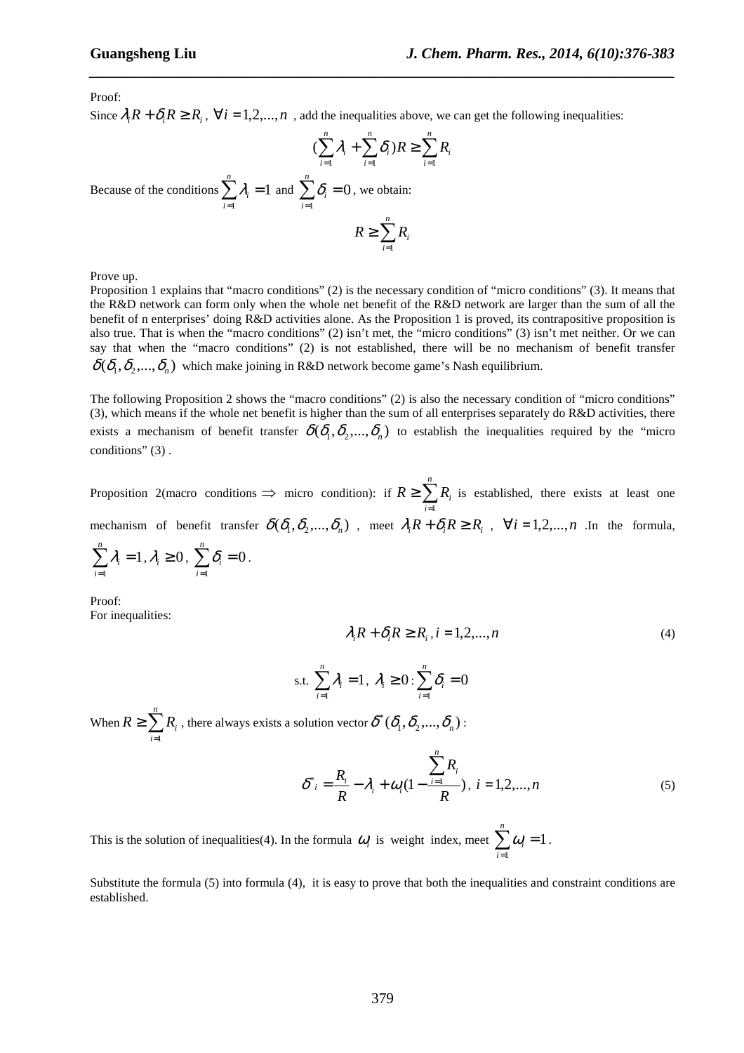Proof:

Since $\lambda_i R + \delta_i R \geq R_i$, $\forall i = 1,2,...,n$ , add the inequalities above, we can get the following inequalities:

$$(\sum_{i=1}^{n} \lambda_i + \sum_{i=1}^{n} \delta_i) R \geq \sum_{i=1}^{n} R_i$$

Because of the conditions $\sum_{i=1}^{n} \lambda_i = 1$ and $\sum_{i=1}^{n} \delta_i = 0$, we obtain:

$$R \geq \sum_{i=1}^{n} R_i$$

Prove up.

Proposition 1 explains that "macro conditions" (2) is the necessary condition of "micro conditions" (3). It means that the R&D network can form only when the whole net benefit of the R&D network are larger than the sum of all the benefit of n enterprises' doing R&D activities alone. As the Proposition 1 is proved, its contrapositive proposition is also true. That is when the "macro conditions" (2) isn't met, the "micro conditions" (3) isn't met neither. Or we can say that when the "macro conditions" (2) is not established, there will be no mechanism of benefit transfer $\delta(\delta_1, \delta_2, ..., \delta_n)$ which make joining in R&D network become game's Nash equilibrium.

The following Proposition 2 shows the "macro conditions" (2) is also the necessary condition of "micro conditions" (3), which means if the whole net benefit is higher than the sum of all enterprises separately do R&D activities, there exists a mechanism of benefit transfer $\delta(\delta_1, \delta_2, ..., \delta_n)$ to establish the inequalities required by the "micro conditions" (3) .

Proposition 2(macro conditions $\Rightarrow$ micro condition): if $R \geq \sum_{i=1}^{n} R_i$ is established, there exists at least one mechanism of benefit transfer $\delta(\delta_1, \delta_2, ..., \delta_n)$ , meet $\lambda_i R + \delta_i R \geq R_i$ , $\forall i = 1,2,...,n$ .In the formula, $\sum_{i=1}^{n} \lambda_i = 1, \lambda_i \geq 0$ , $\sum_{i=1}^{n} \delta_i = 0$ .

Proof:

For inequalities:

$$\lambda_i R + \delta_i R \geq R_i, i = 1,2,...,n \tag{4}$$

$$\text{s.t. } \sum_{i=1}^{n} \lambda_i = 1, \ \lambda_i \geq 0 : \sum_{i=1}^{n} \delta_i = 0$$

When $R \geq \sum_{i=1}^{n} R_i$ , there always exists a solution vector $\delta^*(\delta_1, \delta_2, ..., \delta_n)$ :

$$\delta^*_i = \frac{R_i}{R} - \lambda_i + \omega_i (1 - \frac{\sum_{i=1}^{n} R_i}{R}), \ i = 1,2,...,n \tag{5}$$

This is the solution of inequalities(4). In the formula $\omega_i$ is weight index, meet $\sum_{i=1}^{n} \omega_i = 1$ .

Substitute the formula (5) into formula (4), it is easy to prove that both the inequalities and constraint conditions are established.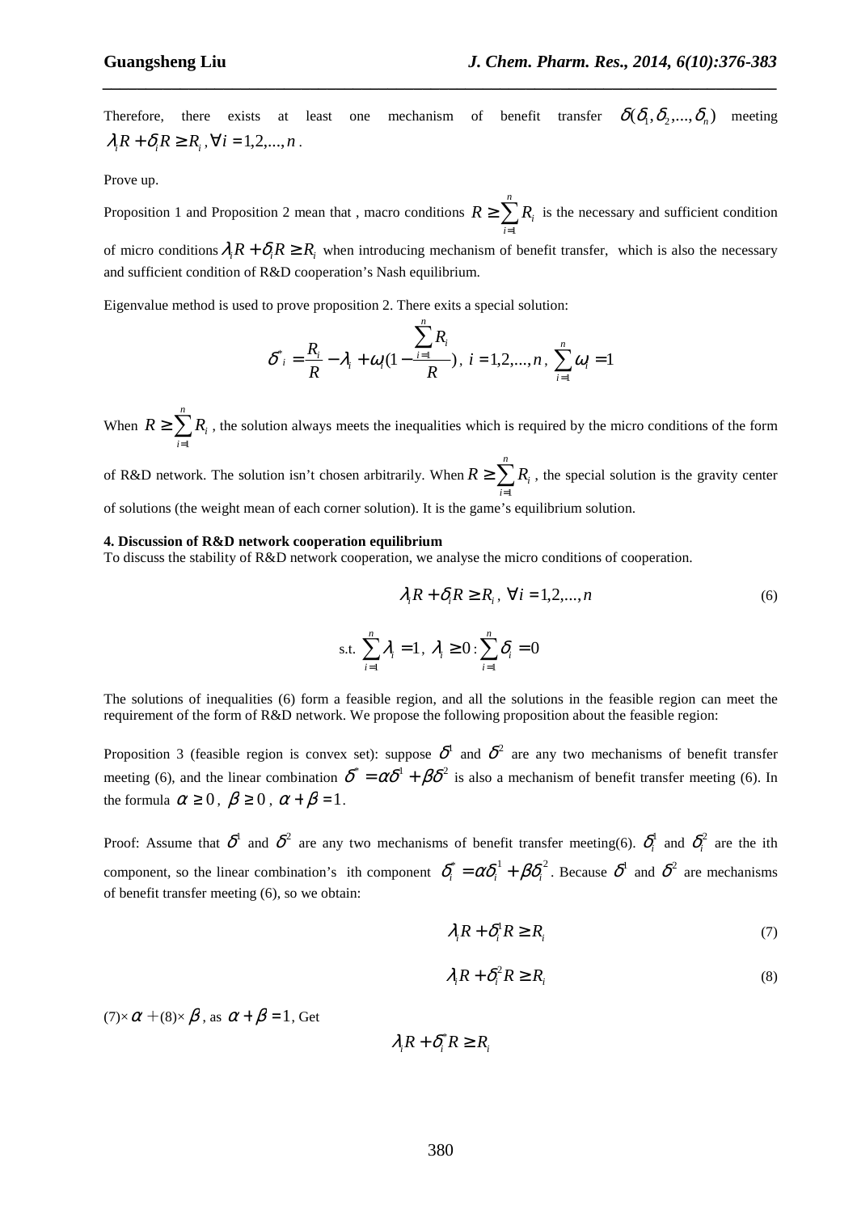Therefore, there exists at least one mechanism of benefit transfer $\delta(\delta_1, \delta_2, ..., \delta_n)$ meeting $\lambda_i R + \delta_i R \geq R_i, \forall i = 1,2,...,n$.

Prove up.

Proposition 1 and Proposition 2 mean that , macro conditions $R \geq \sum_{i=1}^{n} R_i$ is the necessary and sufficient condition of micro conditions $\lambda_i R + \delta_i R \geq R_i$ when introducing mechanism of benefit transfer, which is also the necessary and sufficient condition of R&D cooperation's Nash equilibrium.

Eigenvalue method is used to prove proposition 2. There exits a special solution:

$$\delta^*_i = \frac{R_i}{R} - \lambda_i + \omega_i(1 - \frac{\sum_{i=1}^{n} R_i}{R}),\ i = 1,2,...,n,\ \sum_{i=1}^{n} \omega_i = 1$$

When $R \geq \sum_{i=1}^{n} R_i$, the solution always meets the inequalities which is required by the micro conditions of the form of R&D network. The solution isn't chosen arbitrarily. When $R \geq \sum_{i=1}^{n} R_i$, the special solution is the gravity center of solutions (the weight mean of each corner solution). It is the game's equilibrium solution.

**4. Discussion of R&D network cooperation equilibrium**

To discuss the stability of R&D network cooperation, we analyse the micro conditions of cooperation.

$$\lambda_i R + \delta_i R \geq R_i,\ \forall i = 1,2,...,n \tag{6}$$

$$\text{s.t. } \sum_{i=1}^{n} \lambda_i = 1,\ \lambda_i \geq 0 : \sum_{i=1}^{n} \delta_i = 0$$

The solutions of inequalities (6) form a feasible region, and all the solutions in the feasible region can meet the requirement of the form of R&D network. We propose the following proposition about the feasible region:

Proposition 3 (feasible region is convex set): suppose $\delta^1$ and $\delta^2$ are any two mechanisms of benefit transfer meeting (6), and the linear combination $\delta^* = \alpha\delta^1 + \beta\delta^2$ is also a mechanism of benefit transfer meeting (6). In the formula $\alpha \geq 0$, $\beta \geq 0$, $\alpha + \beta = 1$.

Proof: Assume that $\delta^1$ and $\delta^2$ are any two mechanisms of benefit transfer meeting(6). $\delta^1_i$ and $\delta^2_i$ are the ith component, so the linear combination's ith component $\delta^*_i = \alpha\delta^1_i + \beta\delta^2_i$. Because $\delta^1$ and $\delta^2$ are mechanisms of benefit transfer meeting (6), so we obtain:

$$\lambda_i R + \delta^1_i R \geq R_i \tag{7}$$

$$\lambda_i R + \delta^2_i R \geq R_i \tag{8}$$

(7)× $\alpha$ +(8)× $\beta$, as $\alpha + \beta = 1$, Get

$$\lambda_i R + \delta^*_i R \geq R_i$$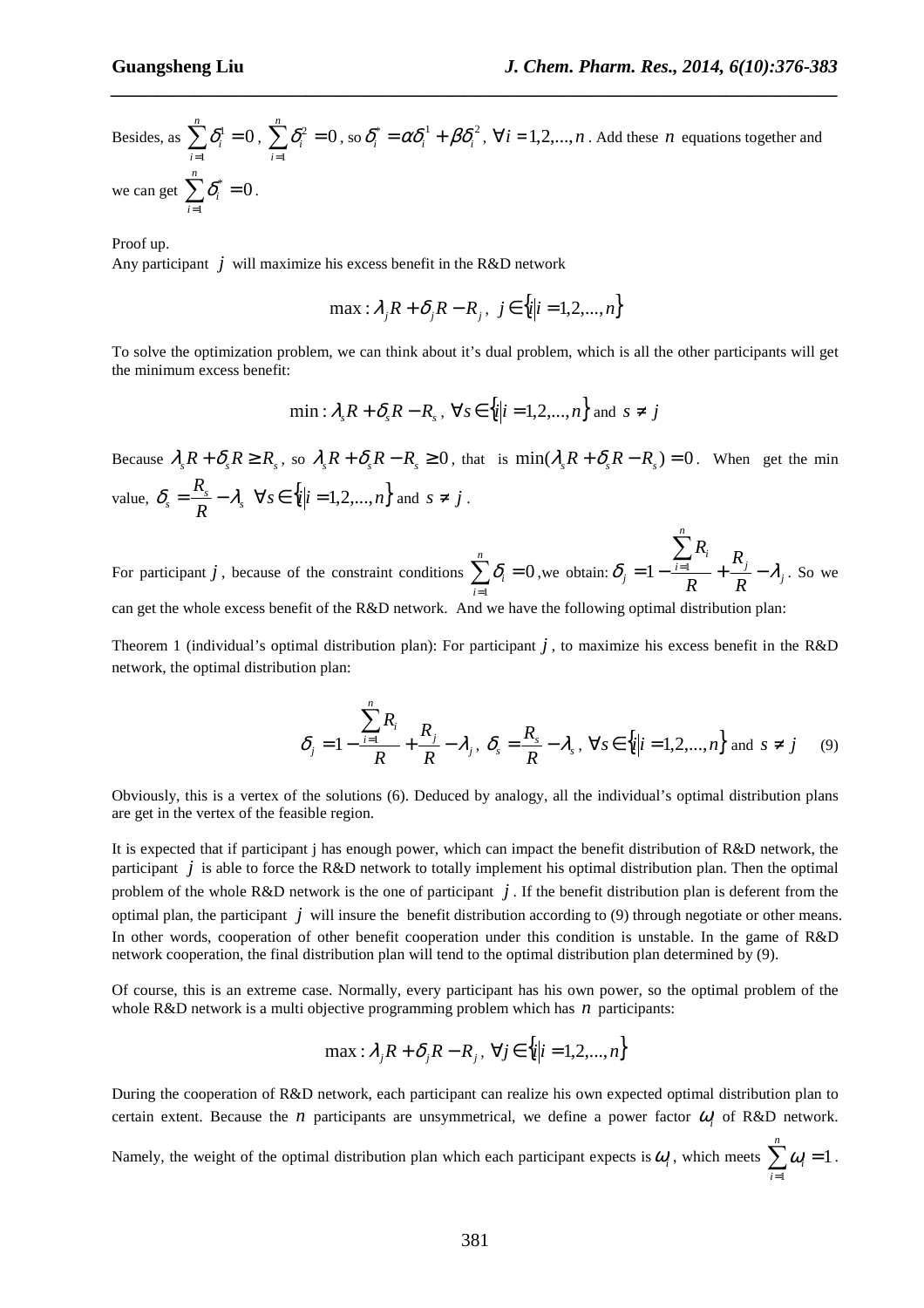Besides, as $\sum_{i=1}^{n}\delta_i^1 = 0$, $\sum_{i=1}^{n}\delta_i^2 = 0$, so $\delta_i^* = \alpha\delta_i^1 + \beta\delta_i^2$, $\forall i = 1,2,...,n$. Add these $n$ equations together and we can get $\sum_{i=1}^{n}\delta_i^* = 0$.

Proof up.

Any participant $j$ will maximize his excess benefit in the R&D network

$$\max : \lambda_j R + \delta_j R - R_j,\ j \in \{i | i = 1,2,...,n\}$$

To solve the optimization problem, we can think about it's dual problem, which is all the other participants will get the minimum excess benefit:

$$\min : \lambda_s R + \delta_s R - R_s,\ \forall s \in \{i | i = 1,2,...,n\} \text{ and } s \neq j$$

Because $\lambda_s R + \delta_s R \geq R_s$, so $\lambda_s R + \delta_s R - R_s \geq 0$, that is $\min(\lambda_s R + \delta_s R - R_s) = 0$. When get the min value, $\delta_s = \frac{R_s}{R} - \lambda_s$ $\forall s \in \{i | i = 1,2,...,n\}$ and $s \neq j$.

For participant $j$, because of the constraint conditions $\sum_{i=1}^{n}\delta_i = 0$, we obtain: $\delta_j = 1 - \frac{\sum_{i=1}^{n} R_i}{R} + \frac{R_j}{R} - \lambda_j$. So we can get the whole excess benefit of the R&D network. And we have the following optimal distribution plan:

Theorem 1 (individual's optimal distribution plan): For participant $j$, to maximize his excess benefit in the R&D network, the optimal distribution plan:

$$\delta_j = 1 - \frac{\sum_{i=1}^{n} R_i}{R} + \frac{R_j}{R} - \lambda_j,\ \delta_s = \frac{R_s}{R} - \lambda_s,\ \forall s \in \{i | i = 1,2,...,n\} \text{ and } s \neq j \quad (9)$$

Obviously, this is a vertex of the solutions (6). Deduced by analogy, all the individual's optimal distribution plans are get in the vertex of the feasible region.

It is expected that if participant j has enough power, which can impact the benefit distribution of R&D network, the participant $j$ is able to force the R&D network to totally implement his optimal distribution plan. Then the optimal problem of the whole R&D network is the one of participant $j$. If the benefit distribution plan is deferent from the optimal plan, the participant $j$ will insure the benefit distribution according to (9) through negotiate or other means. In other words, cooperation of other benefit cooperation under this condition is unstable. In the game of R&D network cooperation, the final distribution plan will tend to the optimal distribution plan determined by (9).

Of course, this is an extreme case. Normally, every participant has his own power, so the optimal problem of the whole R&D network is a multi objective programming problem which has $n$ participants:

$$\max : \lambda_j R + \delta_j R - R_j,\ \forall j \in \{i | i = 1,2,...,n\}$$

During the cooperation of R&D network, each participant can realize his own expected optimal distribution plan to certain extent. Because the $n$ participants are unsymmetrical, we define a power factor $\omega_i$ of R&D network. Namely, the weight of the optimal distribution plan which each participant expects is $\omega_i$, which meets $\sum_{i=1}^{n}\omega_i = 1$.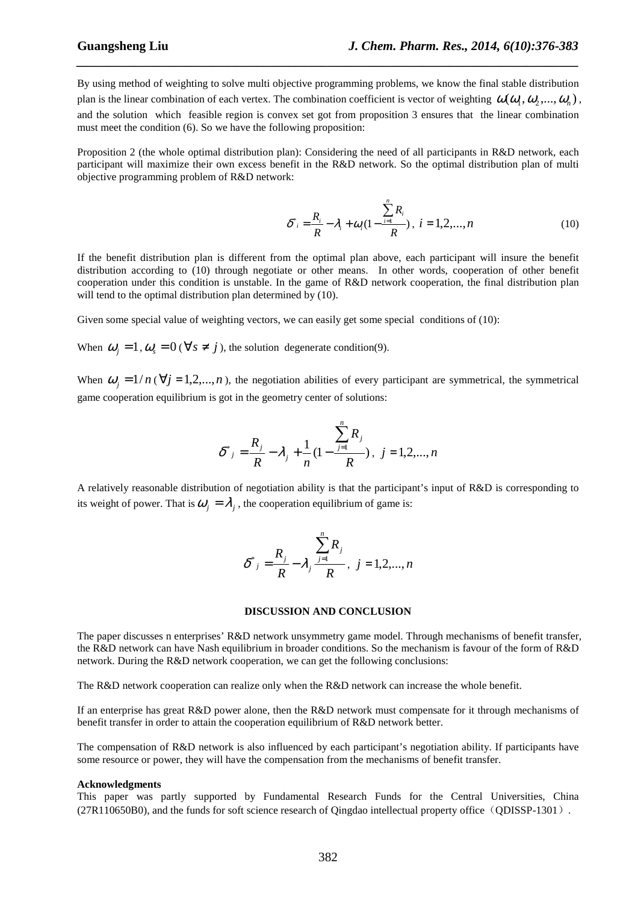By using method of weighting to solve multi objective programming problems, we know the final stable distribution plan is the linear combination of each vertex. The combination coefficient is vector of weighting $\omega(\omega_1, \omega_2, ..., \omega_n)$, and the solution which feasible region is convex set got from proposition 3 ensures that the linear combination must meet the condition (6). So we have the following proposition:

Proposition 2 (the whole optimal distribution plan): Considering the need of all participants in R&D network, each participant will maximize their own excess benefit in the R&D network. So the optimal distribution plan of multi objective programming problem of R&D network:

$$\delta^*_i = \frac{R_i}{R} - \lambda_i + \omega_i (1 - \frac{\sum_{i=1}^{n} R_i}{R}),\ i = 1,2,...,n \tag{10}$$

If the benefit distribution plan is different from the optimal plan above, each participant will insure the benefit distribution according to (10) through negotiate or other means. In other words, cooperation of other benefit cooperation under this condition is unstable. In the game of R&D network cooperation, the final distribution plan will tend to the optimal distribution plan determined by (10).

Given some special value of weighting vectors, we can easily get some special conditions of (10):

When $\omega_j = 1, \omega_s = 0$ ($\forall s \neq j$), the solution degenerate condition(9).

When $\omega_j = 1/n$ ($\forall j = 1,2,...,n$), the negotiation abilities of every participant are symmetrical, the symmetrical game cooperation equilibrium is got in the geometry center of solutions:

$$\delta^*_j = \frac{R_j}{R} - \lambda_j + \frac{1}{n}(1 - \frac{\sum_{j=1}^{n} R_j}{R}),\ j = 1,2,...,n$$

A relatively reasonable distribution of negotiation ability is that the participant's input of R&D is corresponding to its weight of power. That is $\omega_j = \lambda_j$, the cooperation equilibrium of game is:

$$\delta^*_j = \frac{R_j}{R} - \lambda_j \frac{\sum_{j=1}^{n} R_j}{R},\ j = 1,2,...,n$$

## DISCUSSION AND CONCLUSION

The paper discusses n enterprises' R&D network unsymmetry game model. Through mechanisms of benefit transfer, the R&D network can have Nash equilibrium in broader conditions. So the mechanism is favour of the form of R&D network. During the R&D network cooperation, we can get the following conclusions:

The R&D network cooperation can realize only when the R&D network can increase the whole benefit.

If an enterprise has great R&D power alone, then the R&D network must compensate for it through mechanisms of benefit transfer in order to attain the cooperation equilibrium of R&D network better.

The compensation of R&D network is also influenced by each participant's negotiation ability. If participants have some resource or power, they will have the compensation from the mechanisms of benefit transfer.

**Acknowledgments**

This paper was partly supported by Fundamental Research Funds for the Central Universities, China (27R110650B0), and the funds for soft science research of Qingdao intellectual property office（QDISSP-1301）.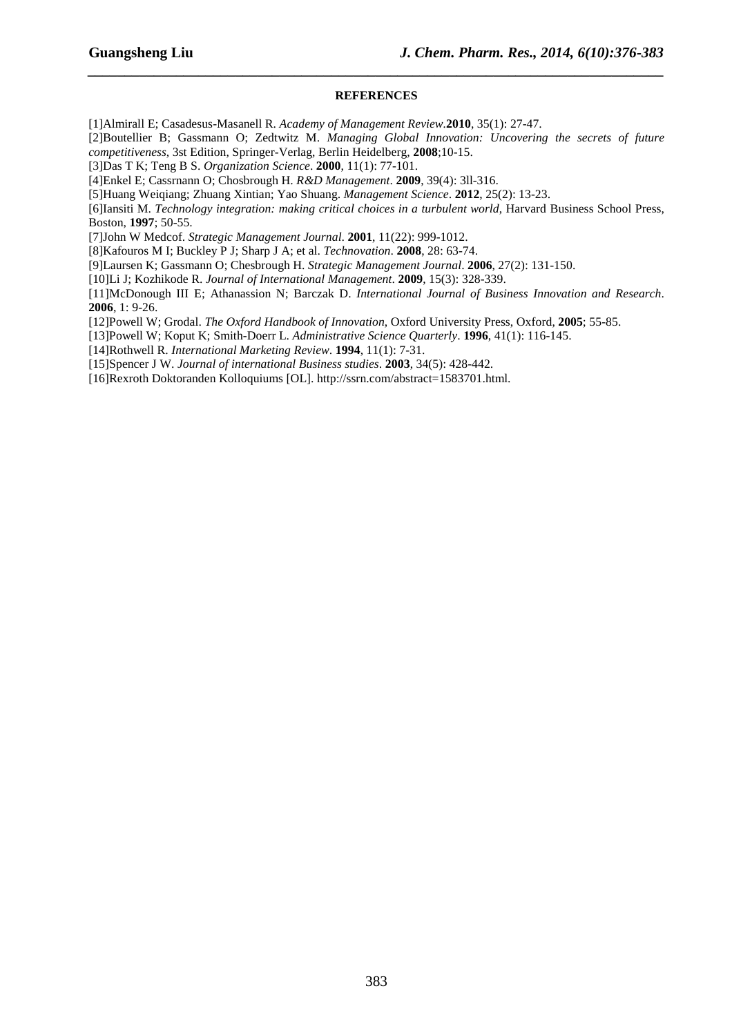**REFERENCES**

[1]Almirall E; Casadesus-Masanell R. *Academy of Management Review*.**2010**, 35(1): 27-47.

[2]Boutellier B; Gassmann O; Zedtwitz M. *Managing Global Innovation: Uncovering the secrets of future competitiveness*, 3st Edition, Springer-Verlag, Berlin Heidelberg, **2008**;10-15.

[3]Das T K; Teng B S. *Organization Science*. **2000**, 11(1): 77-101.

[4]Enkel E; Cassrnann O; Chosbrough H. *R&D Management*. **2009**, 39(4): 3ll-316.

[5]Huang Weiqiang; Zhuang Xintian; Yao Shuang. *Management Science*. **2012**, 25(2): 13-23.

[6]Iansiti M. *Technology integration: making critical choices in a turbulent world*, Harvard Business School Press, Boston, **1997**; 50-55.

[7]John W Medcof. *Strategic Management Journal*. **2001**, 11(22): 999-1012.

[8]Kafouros M I; Buckley P J; Sharp J A; et al. *Technovation*. **2008**, 28: 63-74.

[9]Laursen K; Gassmann O; Chesbrough H. *Strategic Management Journal*. **2006**, 27(2): 131-150.

[10]Li J; Kozhikode R. *Journal of International Management*. **2009**, 15(3): 328-339.

[11]McDonough III E; Athanassion N; Barczak D. *International Journal of Business Innovation and Research*. **2006**, 1: 9-26.

[12]Powell W; Grodal. *The Oxford Handbook of Innovation*, Oxford University Press, Oxford, **2005**; 55-85.

[13]Powell W; Koput K; Smith-Doerr L. *Administrative Science Quarterly*. **1996**, 41(1): 116-145.

[14]Rothwell R. *International Marketing Review*. **1994**, 11(1): 7-31.

[15]Spencer J W. *Journal of international Business studies*. **2003**, 34(5): 428-442.

[16]Rexroth Doktoranden Kolloquiums [OL]. http://ssrn.com/abstract=1583701.html.